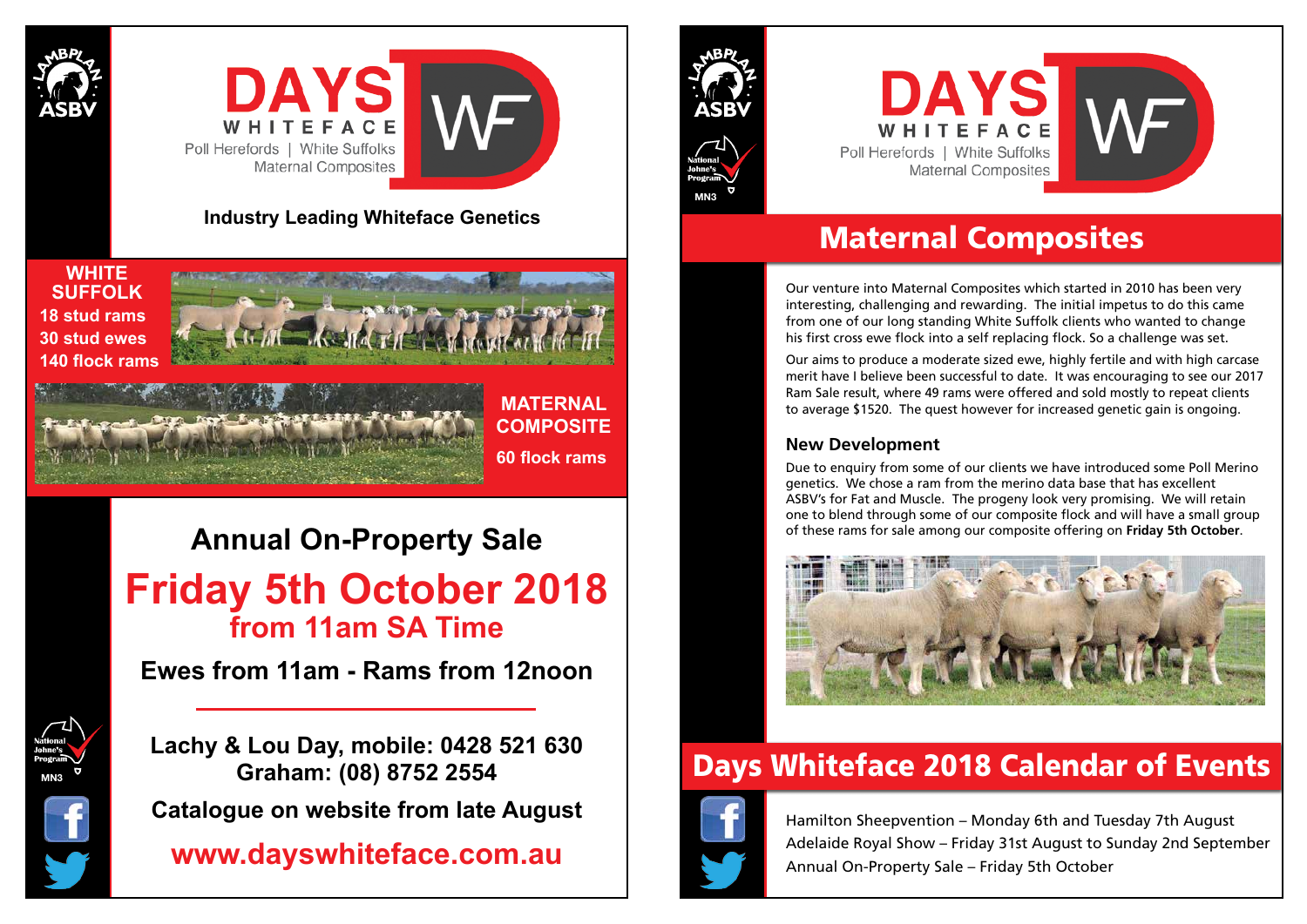# DAYS WHITEFACE

Poll Herefords | White Suffolks
Maternal Composites

**Industry Leading Whiteface Genetics**

**WHITE SUFFOLK**
**18 stud rams**
**30 stud ewes**
**140 flock rams**

**MATERNAL COMPOSITE**
**60 flock rams**

## Annual On-Property Sale

## Friday 5th October 2018

### from 11am SA Time

**Ewes from 11am - Rams from 12noon**

**Lachy & Lou Day, mobile: 0428 521 630**
**Graham: (08) 8752 2554**

**Catalogue on website from late August**

**www.dayswhiteface.com.au**

---

# DAYS WHITEFACE

Poll Herefords | White Suffolks
Maternal Composites

## Maternal Composites

Our venture into Maternal Composites which started in 2010 has been very interesting, challenging and rewarding. The initial impetus to do this came from one of our long standing White Suffolk clients who wanted to change his first cross ewe flock into a self replacing flock. So a challenge was set.

Our aims to produce a moderate sized ewe, highly fertile and with high carcase merit have I believe been successful to date. It was encouraging to see our 2017 Ram Sale result, where 49 rams were offered and sold mostly to repeat clients to average $1520. The quest however for increased genetic gain is ongoing.

### New Development

Due to enquiry from some of our clients we have introduced some Poll Merino genetics. We chose a ram from the merino data base that has excellent ASBV's for Fat and Muscle. The progeny look very promising. We will retain one to blend through some of our composite flock and will have a small group of these rams for sale among our composite offering on **Friday 5th October**.

## Days Whiteface 2018 Calendar of Events

Hamilton Sheepvention – Monday 6th and Tuesday 7th August
Adelaide Royal Show – Friday 31st August to Sunday 2nd September
Annual On-Property Sale – Friday 5th October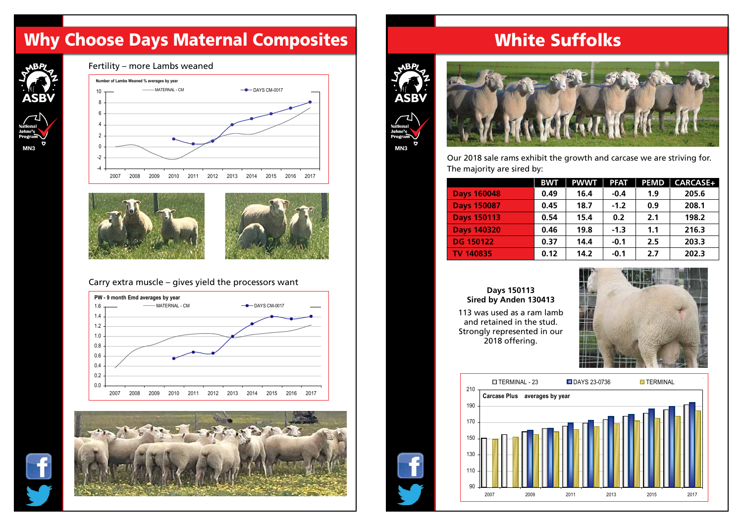# Why Choose Days Maternal Composites

LAMBPLAN ASBV

National Johne's Program

MN3

Fertility – more Lambs weaned

Number of Lambs Weaned % averages by year

MATERNAL - CM

DAYS CM-0017

10
8
6
4
2
0
-2
-4

2007 2008 2009 2010 2011 2012 2013 2014 2015 2016 2017

Carry extra muscle – gives yield the processors want

PW - 9 month Emd averages by year

MATERNAL - CM

DAYS CM-0017

1.6
1.4
1.2
1.0
0.8
0.6
0.4
0.2
0.0

2007 2008 2009 2010 2011 2012 2013 2014 2015 2016 2017

# White Suffolks

LAMBPLAN ASBV

National Johne's Program

MN3

Our 2018 sale rams exhibit the growth and carcase we are striving for. The majority are sired by:

| | BWT | PWWT | PFAT | PEMD | CARCASE+ |
|---|---|---|---|---|---|
| Days 160048 | 0.49 | 16.4 | -0.4 | 1.9 | 205.6 |
| Days 150087 | 0.45 | 18.7 | -1.2 | 0.9 | 208.1 |
| Days 150113 | 0.54 | 15.4 | 0.2 | 2.1 | 198.2 |
| Days 140320 | 0.46 | 19.8 | -1.3 | 1.1 | 216.3 |
| DG 150122 | 0.37 | 14.4 | -0.1 | 2.5 | 203.3 |
| TV 140835 | 0.12 | 14.2 | -0.1 | 2.7 | 202.3 |

**Days 150113**
**Sired by Anden 130413**

113 was used as a ram lamb and retained in the stud. Strongly represented in our 2018 offering.

TERMINAL - 23

DAYS 23-0736

TERMINAL

Carcase Plus averages by year

210
190
170
150
130
110
90

2007 2009 2011 2013 2015 2017